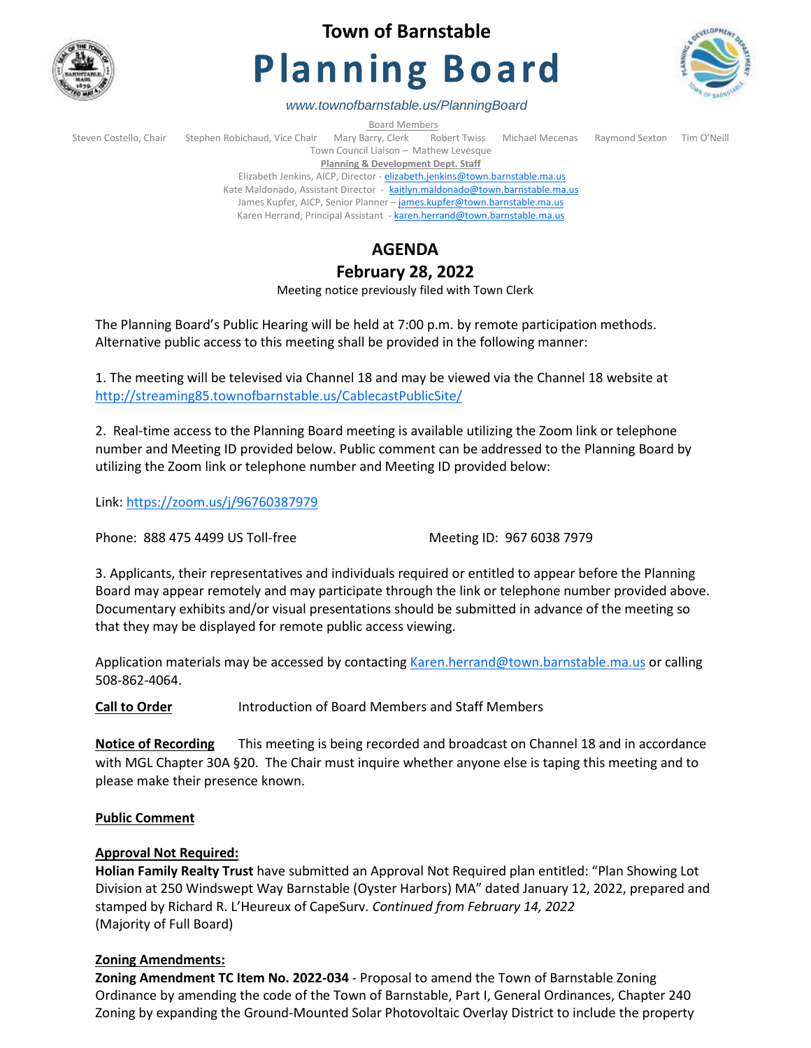# Town of Barnstable

# Planning Board

*www.townofbarnstable.us/PlanningBoard*

Board Members

Steven Costello, Chair    Stephen Robichaud, Vice Chair    Mary Barry, Clerk    Robert Twiss    Michael Mecenas    Raymond Sexton    Tim O'Neill

Town Council Liaison – Mathew Levesque

**Planning & Development Dept. Staff**

Elizabeth Jenkins, AICP, Director - elizabeth.jenkins@town.barnstable.ma.us
Kate Maldonado, Assistant Director - kaitlyn.maldonado@town.barnstable.ma.us
James Kupfer, AICP, Senior Planner – james.kupfer@town.barnstable.ma.us
Karen Herrand, Principal Assistant - karen.herrand@town.barnstable.ma.us

## AGENDA

## February 28, 2022

Meeting notice previously filed with Town Clerk

The Planning Board's Public Hearing will be held at 7:00 p.m. by remote participation methods. Alternative public access to this meeting shall be provided in the following manner:

1. The meeting will be televised via Channel 18 and may be viewed via the Channel 18 website at http://streaming85.townofbarnstable.us/CablecastPublicSite/

2. Real-time access to the Planning Board meeting is available utilizing the Zoom link or telephone number and Meeting ID provided below. Public comment can be addressed to the Planning Board by utilizing the Zoom link or telephone number and Meeting ID provided below:

Link: https://zoom.us/j/96760387979

Phone: 888 475 4499 US Toll-free    Meeting ID: 967 6038 7979

3. Applicants, their representatives and individuals required or entitled to appear before the Planning Board may appear remotely and may participate through the link or telephone number provided above. Documentary exhibits and/or visual presentations should be submitted in advance of the meeting so that they may be displayed for remote public access viewing.

Application materials may be accessed by contacting Karen.herrand@town.barnstable.ma.us or calling 508-862-4064.

**Call to Order** Introduction of Board Members and Staff Members

**Notice of Recording** This meeting is being recorded and broadcast on Channel 18 and in accordance with MGL Chapter 30A §20. The Chair must inquire whether anyone else is taping this meeting and to please make their presence known.

**Public Comment**

**Approval Not Required:**
**Holian Family Realty Trust** have submitted an Approval Not Required plan entitled: "Plan Showing Lot Division at 250 Windswept Way Barnstable (Oyster Harbors) MA" dated January 12, 2022, prepared and stamped by Richard R. L'Heureux of CapeSurv. *Continued from February 14, 2022*
(Majority of Full Board)

**Zoning Amendments:**
**Zoning Amendment TC Item No. 2022-034** - Proposal to amend the Town of Barnstable Zoning Ordinance by amending the code of the Town of Barnstable, Part I, General Ordinances, Chapter 240 Zoning by expanding the Ground-Mounted Solar Photovoltaic Overlay District to include the property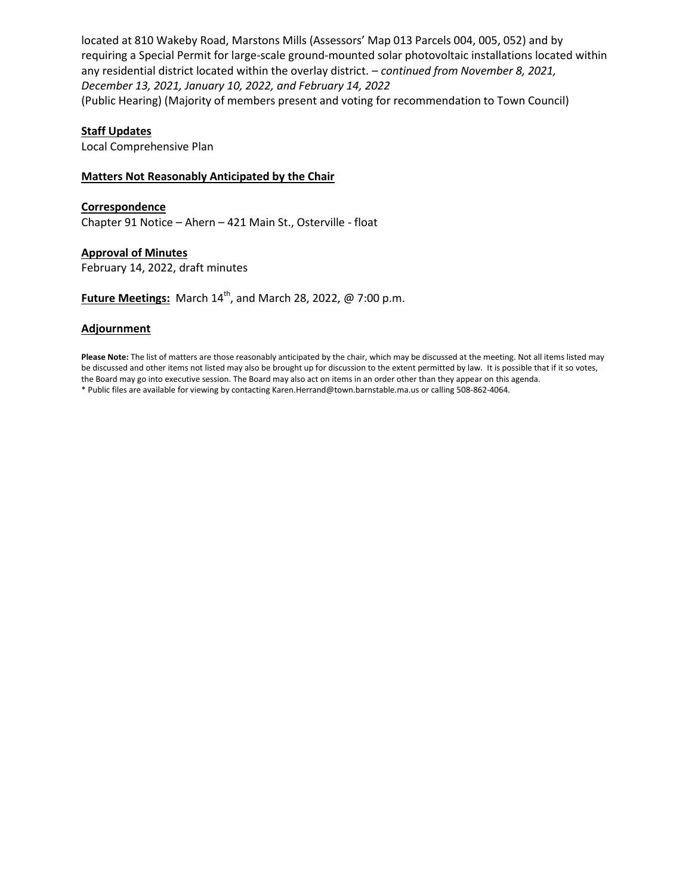located at 810 Wakeby Road, Marstons Mills (Assessors' Map 013 Parcels 004, 005, 052) and by requiring a Special Permit for large-scale ground-mounted solar photovoltaic installations located within any residential district located within the overlay district. – *continued from November 8, 2021, December 13, 2021, January 10, 2022, and February 14, 2022*
(Public Hearing) (Majority of members present and voting for recommendation to Town Council)

**Staff Updates**
Local Comprehensive Plan

**Matters Not Reasonably Anticipated by the Chair**

**Correspondence**
Chapter 91 Notice – Ahern – 421 Main St., Osterville - float

**Approval of Minutes**
February 14, 2022, draft minutes

**Future Meetings:** March 14th, and March 28, 2022, @ 7:00 p.m.

**Adjournment**

**Please Note:** The list of matters are those reasonably anticipated by the chair, which may be discussed at the meeting. Not all items listed may be discussed and other items not listed may also be brought up for discussion to the extent permitted by law. It is possible that if it so votes, the Board may go into executive session. The Board may also act on items in an order other than they appear on this agenda.
* Public files are available for viewing by contacting Karen.Herrand@town.barnstable.ma.us or calling 508-862-4064.